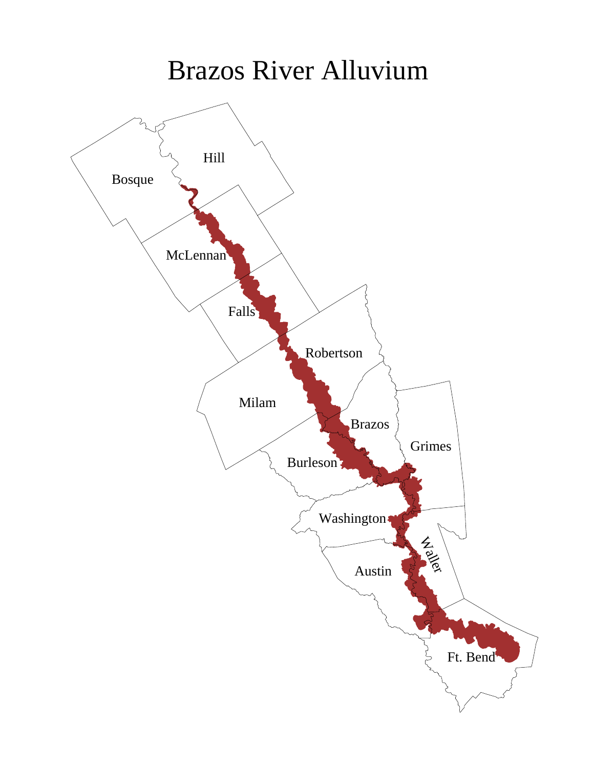# Brazos River Alluvium

Bosque

Hill

McLennan

Falls

Robertson

Milam

Brazos

Grimes

Burleson

Washington

Waller

Austin

Ft. Bend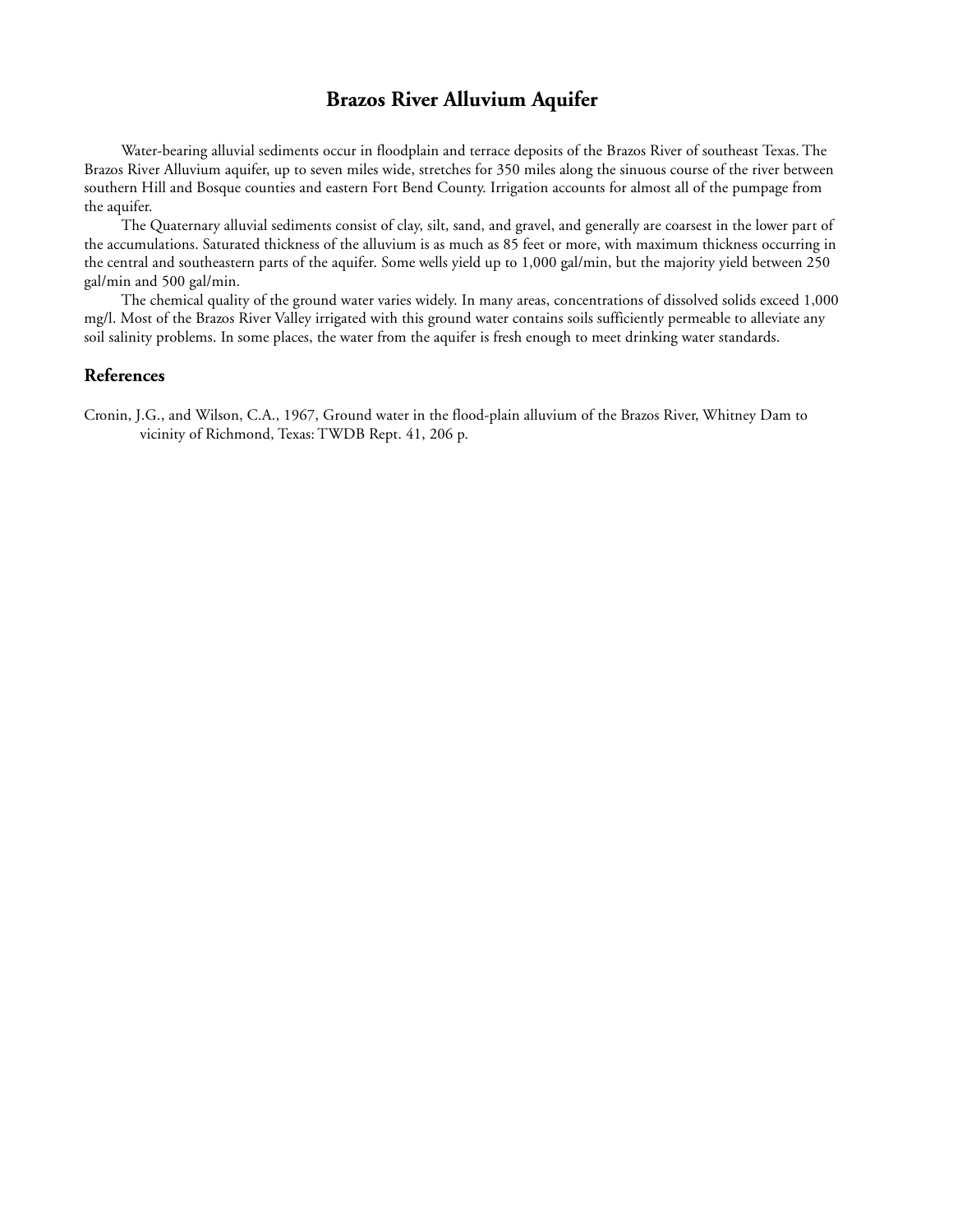# Brazos River Alluvium Aquifer

Water-bearing alluvial sediments occur in floodplain and terrace deposits of the Brazos River of southeast Texas. The Brazos River Alluvium aquifer, up to seven miles wide, stretches for 350 miles along the sinuous course of the river between southern Hill and Bosque counties and eastern Fort Bend County. Irrigation accounts for almost all of the pumpage from the aquifer.

The Quaternary alluvial sediments consist of clay, silt, sand, and gravel, and generally are coarsest in the lower part of the accumulations. Saturated thickness of the alluvium is as much as 85 feet or more, with maximum thickness occurring in the central and southeastern parts of the aquifer. Some wells yield up to 1,000 gal/min, but the majority yield between 250 gal/min and 500 gal/min.

The chemical quality of the ground water varies widely. In many areas, concentrations of dissolved solids exceed 1,000 mg/l. Most of the Brazos River Valley irrigated with this ground water contains soils sufficiently permeable to alleviate any soil salinity problems. In some places, the water from the aquifer is fresh enough to meet drinking water standards.

## References

Cronin, J.G., and Wilson, C.A., 1967, Ground water in the flood-plain alluvium of the Brazos River, Whitney Dam to vicinity of Richmond, Texas: TWDB Rept. 41, 206 p.